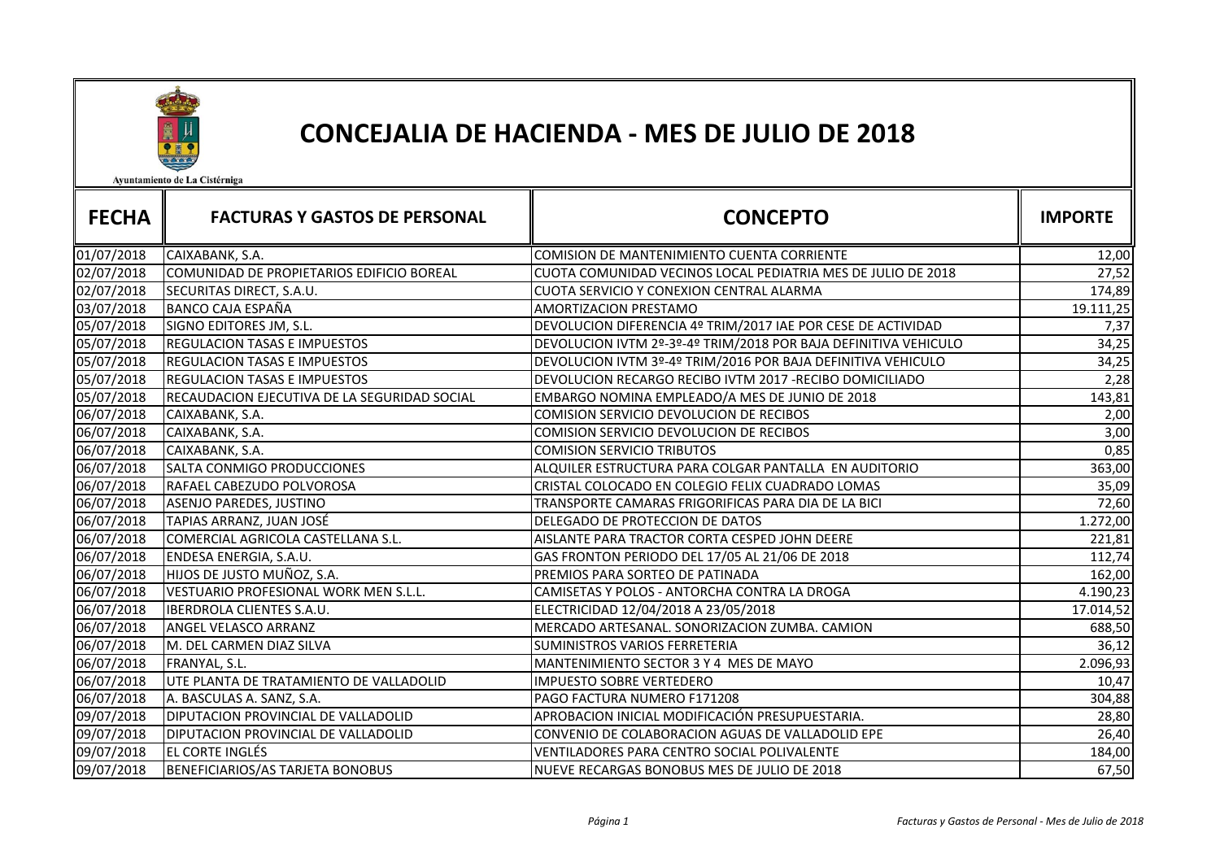Ayuntamiento de La Cistérniga

# CONCEJALIA DE HACIENDA - MES DE JULIO DE 2018

| FECHA | FACTURAS Y GASTOS DE PERSONAL | CONCEPTO | IMPORTE |
|---|---|---|---|
| 01/07/2018 | CAIXABANK, S.A. | COMISION DE MANTENIMIENTO CUENTA CORRIENTE | 12,00 |
| 02/07/2018 | COMUNIDAD DE PROPIETARIOS EDIFICIO BOREAL | CUOTA COMUNIDAD VECINOS LOCAL PEDIATRIA MES DE JULIO DE 2018 | 27,52 |
| 02/07/2018 | SECURITAS DIRECT, S.A.U. | CUOTA SERVICIO Y CONEXION CENTRAL ALARMA | 174,89 |
| 03/07/2018 | BANCO CAJA ESPAÑA | AMORTIZACION PRESTAMO | 19.111,25 |
| 05/07/2018 | SIGNO EDITORES JM, S.L. | DEVOLUCION DIFERENCIA 4º TRIM/2017 IAE POR CESE DE ACTIVIDAD | 7,37 |
| 05/07/2018 | REGULACION TASAS E IMPUESTOS | DEVOLUCION IVTM 2º-3º-4º TRIM/2018 POR BAJA DEFINITIVA VEHICULO | 34,25 |
| 05/07/2018 | REGULACION TASAS E IMPUESTOS | DEVOLUCION IVTM 3º-4º TRIM/2016 POR BAJA DEFINITIVA VEHICULO | 34,25 |
| 05/07/2018 | REGULACION TASAS E IMPUESTOS | DEVOLUCION RECARGO RECIBO IVTM 2017 -RECIBO DOMICILIADO | 2,28 |
| 05/07/2018 | RECAUDACION EJECUTIVA DE LA SEGURIDAD SOCIAL | EMBARGO NOMINA EMPLEADO/A MES DE JUNIO DE 2018 | 143,81 |
| 06/07/2018 | CAIXABANK, S.A. | COMISION SERVICIO DEVOLUCION DE RECIBOS | 2,00 |
| 06/07/2018 | CAIXABANK, S.A. | COMISION SERVICIO DEVOLUCION DE RECIBOS | 3,00 |
| 06/07/2018 | CAIXABANK, S.A. | COMISION SERVICIO TRIBUTOS | 0,85 |
| 06/07/2018 | SALTA CONMIGO PRODUCCIONES | ALQUILER ESTRUCTURA PARA COLGAR PANTALLA EN AUDITORIO | 363,00 |
| 06/07/2018 | RAFAEL CABEZUDO POLVOROSA | CRISTAL COLOCADO EN COLEGIO FELIX CUADRADO LOMAS | 35,09 |
| 06/07/2018 | ASENJO PAREDES, JUSTINO | TRANSPORTE CAMARAS FRIGORIFICAS PARA DIA DE LA BICI | 72,60 |
| 06/07/2018 | TAPIAS ARRANZ, JUAN JOSÉ | DELEGADO DE PROTECCION DE DATOS | 1.272,00 |
| 06/07/2018 | COMERCIAL AGRICOLA CASTELLANA S.L. | AISLANTE PARA TRACTOR CORTA CESPED JOHN DEERE | 221,81 |
| 06/07/2018 | ENDESA ENERGIA, S.A.U. | GAS FRONTON PERIODO DEL 17/05 AL 21/06 DE 2018 | 112,74 |
| 06/07/2018 | HIJOS DE JUSTO MUÑOZ, S.A. | PREMIOS PARA SORTEO DE PATINADA | 162,00 |
| 06/07/2018 | VESTUARIO PROFESIONAL WORK MEN S.L.L. | CAMISETAS Y POLOS - ANTORCHA CONTRA LA DROGA | 4.190,23 |
| 06/07/2018 | IBERDROLA CLIENTES S.A.U. | ELECTRICIDAD 12/04/2018 A 23/05/2018 | 17.014,52 |
| 06/07/2018 | ANGEL VELASCO ARRANZ | MERCADO ARTESANAL. SONORIZACION ZUMBA. CAMION | 688,50 |
| 06/07/2018 | M. DEL CARMEN DIAZ SILVA | SUMINISTROS VARIOS FERRETERIA | 36,12 |
| 06/07/2018 | FRANYAL, S.L. | MANTENIMIENTO SECTOR 3 Y 4 MES DE MAYO | 2.096,93 |
| 06/07/2018 | UTE PLANTA DE TRATAMIENTO DE VALLADOLID | IMPUESTO SOBRE VERTEDERO | 10,47 |
| 06/07/2018 | A. BASCULAS A. SANZ, S.A. | PAGO FACTURA NUMERO F171208 | 304,88 |
| 09/07/2018 | DIPUTACION PROVINCIAL DE VALLADOLID | APROBACION INICIAL MODIFICACIÓN PRESUPUESTARIA. | 28,80 |
| 09/07/2018 | DIPUTACION PROVINCIAL DE VALLADOLID | CONVENIO DE COLABORACION AGUAS DE VALLADOLID EPE | 26,40 |
| 09/07/2018 | EL CORTE INGLÉS | VENTILADORES PARA CENTRO SOCIAL POLIVALENTE | 184,00 |
| 09/07/2018 | BENEFICIARIOS/AS TARJETA BONOBUS | NUEVE RECARGAS BONOBUS MES DE JULIO DE 2018 | 67,50 |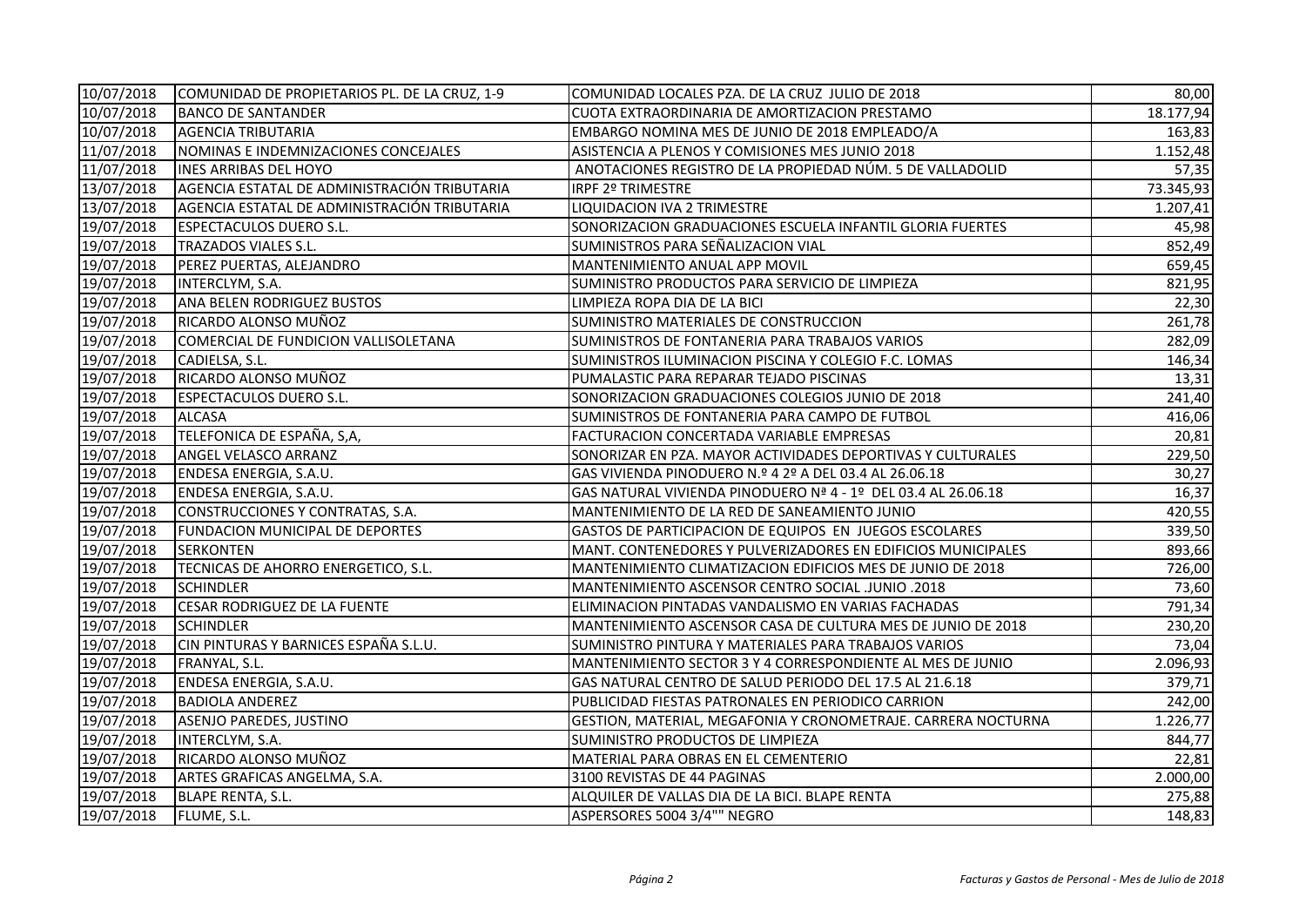| | | | |
|---|---|---|---|
| 10/07/2018 | COMUNIDAD DE PROPIETARIOS PL. DE LA CRUZ, 1-9 | COMUNIDAD LOCALES PZA. DE LA CRUZ JULIO DE 2018 | 80,00 |
| 10/07/2018 | BANCO DE SANTANDER | CUOTA EXTRAORDINARIA DE AMORTIZACION PRESTAMO | 18.177,94 |
| 10/07/2018 | AGENCIA TRIBUTARIA | EMBARGO NOMINA MES DE JUNIO DE 2018 EMPLEADO/A | 163,83 |
| 11/07/2018 | NOMINAS E INDEMNIZACIONES CONCEJALES | ASISTENCIA A PLENOS Y COMISIONES MES JUNIO 2018 | 1.152,48 |
| 11/07/2018 | INES ARRIBAS DEL HOYO | ANOTACIONES REGISTRO DE LA PROPIEDAD NÚM. 5 DE VALLADOLID | 57,35 |
| 13/07/2018 | AGENCIA ESTATAL DE ADMINISTRACIÓN TRIBUTARIA | IRPF 2º TRIMESTRE | 73.345,93 |
| 13/07/2018 | AGENCIA ESTATAL DE ADMINISTRACIÓN TRIBUTARIA | LIQUIDACION IVA 2 TRIMESTRE | 1.207,41 |
| 19/07/2018 | ESPECTACULOS DUERO S.L. | SONORIZACION GRADUACIONES ESCUELA INFANTIL GLORIA FUERTES | 45,98 |
| 19/07/2018 | TRAZADOS VIALES S.L. | SUMINISTROS PARA SEÑALIZACION VIAL | 852,49 |
| 19/07/2018 | PEREZ PUERTAS, ALEJANDRO | MANTENIMIENTO ANUAL APP MOVIL | 659,45 |
| 19/07/2018 | INTERCLYM, S.A. | SUMINISTRO PRODUCTOS PARA SERVICIO DE LIMPIEZA | 821,95 |
| 19/07/2018 | ANA BELEN RODRIGUEZ BUSTOS | LIMPIEZA ROPA DIA DE LA BICI | 22,30 |
| 19/07/2018 | RICARDO ALONSO MUÑOZ | SUMINISTRO MATERIALES DE CONSTRUCCION | 261,78 |
| 19/07/2018 | COMERCIAL DE FUNDICION VALLISOLETANA | SUMINISTROS DE FONTANERIA PARA TRABAJOS VARIOS | 282,09 |
| 19/07/2018 | CADIELSA, S.L. | SUMINISTROS ILUMINACION PISCINA Y COLEGIO F.C. LOMAS | 146,34 |
| 19/07/2018 | RICARDO ALONSO MUÑOZ | PUMALASTIC PARA REPARAR TEJADO PISCINAS | 13,31 |
| 19/07/2018 | ESPECTACULOS DUERO S.L. | SONORIZACION GRADUACIONES COLEGIOS JUNIO DE 2018 | 241,40 |
| 19/07/2018 | ALCASA | SUMINISTROS DE FONTANERIA PARA CAMPO DE FUTBOL | 416,06 |
| 19/07/2018 | TELEFONICA DE ESPAÑA, S,A, | FACTURACION CONCERTADA VARIABLE EMPRESAS | 20,81 |
| 19/07/2018 | ANGEL VELASCO ARRANZ | SONORIZAR EN PZA. MAYOR ACTIVIDADES DEPORTIVAS Y CULTURALES | 229,50 |
| 19/07/2018 | ENDESA ENERGIA, S.A.U. | GAS VIVIENDA PINODUERO N.º 4 2º A DEL 03.4 AL 26.06.18 | 30,27 |
| 19/07/2018 | ENDESA ENERGIA, S.A.U. | GAS NATURAL VIVIENDA PINODUERO Nª 4 - 1º DEL 03.4 AL 26.06.18 | 16,37 |
| 19/07/2018 | CONSTRUCCIONES Y CONTRATAS, S.A. | MANTENIMIENTO DE LA RED DE SANEAMIENTO JUNIO | 420,55 |
| 19/07/2018 | FUNDACION MUNICIPAL DE DEPORTES | GASTOS DE PARTICIPACION DE EQUIPOS EN JUEGOS ESCOLARES | 339,50 |
| 19/07/2018 | SERKONTEN | MANT. CONTENEDORES Y PULVERIZADORES EN EDIFICIOS MUNICIPALES | 893,66 |
| 19/07/2018 | TECNICAS DE AHORRO ENERGETICO, S.L. | MANTENIMIENTO CLIMATIZACION EDIFICIOS MES DE JUNIO DE 2018 | 726,00 |
| 19/07/2018 | SCHINDLER | MANTENIMIENTO ASCENSOR CENTRO SOCIAL .JUNIO .2018 | 73,60 |
| 19/07/2018 | CESAR RODRIGUEZ DE LA FUENTE | ELIMINACION PINTADAS VANDALISMO EN VARIAS FACHADAS | 791,34 |
| 19/07/2018 | SCHINDLER | MANTENIMIENTO ASCENSOR CASA DE CULTURA MES DE JUNIO DE 2018 | 230,20 |
| 19/07/2018 | CIN PINTURAS Y BARNICES ESPAÑA S.L.U. | SUMINISTRO PINTURA Y MATERIALES PARA TRABAJOS VARIOS | 73,04 |
| 19/07/2018 | FRANYAL, S.L. | MANTENIMIENTO SECTOR 3 Y 4 CORRESPONDIENTE AL MES DE JUNIO | 2.096,93 |
| 19/07/2018 | ENDESA ENERGIA, S.A.U. | GAS NATURAL CENTRO DE SALUD PERIODO DEL 17.5 AL 21.6.18 | 379,71 |
| 19/07/2018 | BADIOLA ANDEREZ | PUBLICIDAD FIESTAS PATRONALES EN PERIODICO CARRION | 242,00 |
| 19/07/2018 | ASENJO PAREDES, JUSTINO | GESTION, MATERIAL, MEGAFONIA Y CRONOMETRAJE. CARRERA NOCTURNA | 1.226,77 |
| 19/07/2018 | INTERCLYM, S.A. | SUMINISTRO PRODUCTOS DE LIMPIEZA | 844,77 |
| 19/07/2018 | RICARDO ALONSO MUÑOZ | MATERIAL PARA OBRAS EN EL CEMENTERIO | 22,81 |
| 19/07/2018 | ARTES GRAFICAS ANGELMA, S.A. | 3100 REVISTAS DE 44 PAGINAS | 2.000,00 |
| 19/07/2018 | BLAPE RENTA, S.L. | ALQUILER DE VALLAS DIA DE LA BICI. BLAPE RENTA | 275,88 |
| 19/07/2018 | FLUME, S.L. | ASPERSORES 5004 3/4"" NEGRO | 148,83 |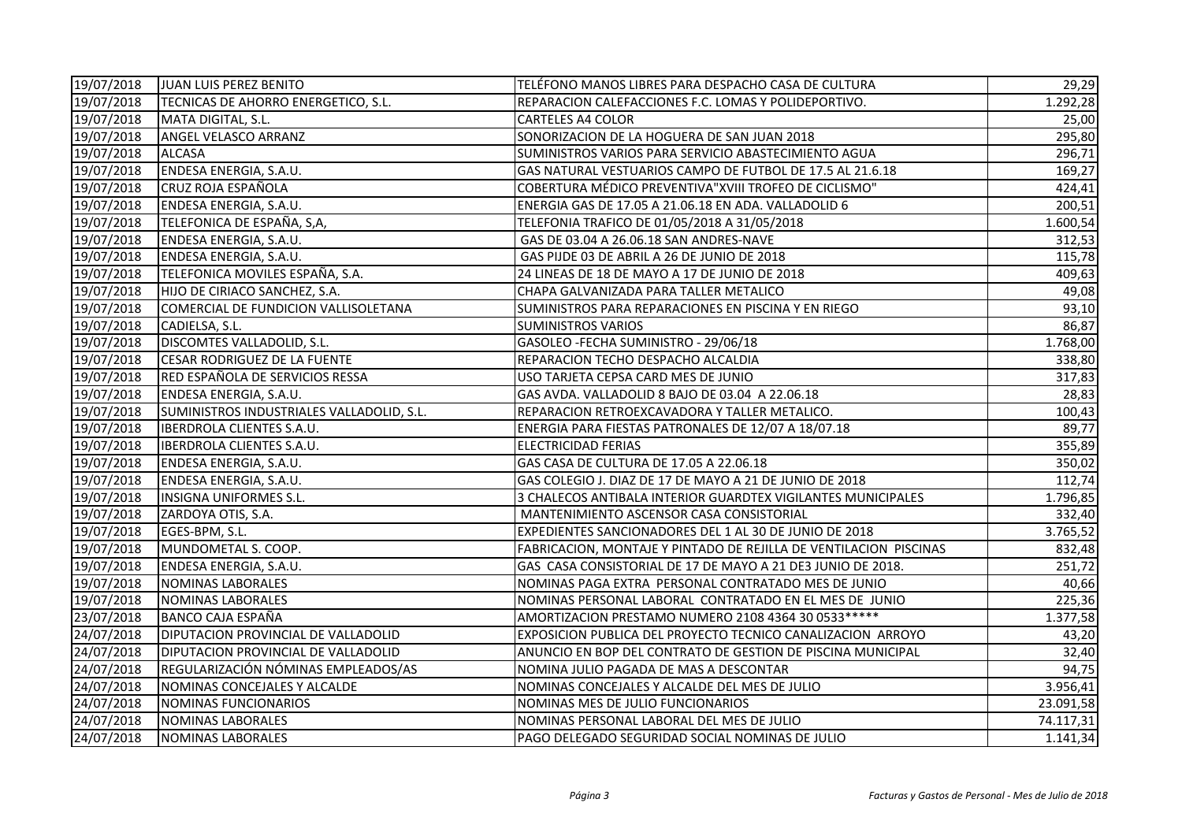| | | | |
|---|---|---|---|
| 19/07/2018 | JUAN LUIS PEREZ BENITO | TELÉFONO MANOS LIBRES PARA DESPACHO CASA DE CULTURA | 29,29 |
| 19/07/2018 | TECNICAS DE AHORRO ENERGETICO, S.L. | REPARACION CALEFACCIONES F.C. LOMAS Y POLIDEPORTIVO. | 1.292,28 |
| 19/07/2018 | MATA DIGITAL, S.L. | CARTELES A4 COLOR | 25,00 |
| 19/07/2018 | ANGEL VELASCO ARRANZ | SONORIZACION DE LA HOGUERA DE SAN JUAN 2018 | 295,80 |
| 19/07/2018 | ALCASA | SUMINISTROS VARIOS PARA SERVICIO ABASTECIMIENTO AGUA | 296,71 |
| 19/07/2018 | ENDESA ENERGIA, S.A.U. | GAS NATURAL VESTUARIOS CAMPO DE FUTBOL DE 17.5 AL 21.6.18 | 169,27 |
| 19/07/2018 | CRUZ ROJA ESPAÑOLA | COBERTURA MÉDICO PREVENTIVA"XVIII TROFEO DE CICLISMO" | 424,41 |
| 19/07/2018 | ENDESA ENERGIA, S.A.U. | ENERGIA GAS DE 17.05 A 21.06.18 EN ADA. VALLADOLID 6 | 200,51 |
| 19/07/2018 | TELEFONICA DE ESPAÑA, S,A, | TELEFONIA TRAFICO DE 01/05/2018 A 31/05/2018 | 1.600,54 |
| 19/07/2018 | ENDESA ENERGIA, S.A.U. | GAS DE 03.04 A 26.06.18 SAN ANDRES-NAVE | 312,53 |
| 19/07/2018 | ENDESA ENERGIA, S.A.U. | GAS PIJDE 03 DE ABRIL A 26 DE JUNIO DE 2018 | 115,78 |
| 19/07/2018 | TELEFONICA MOVILES ESPAÑA, S.A. | 24 LINEAS DE 18 DE MAYO A 17 DE JUNIO DE 2018 | 409,63 |
| 19/07/2018 | HIJO DE CIRIACO SANCHEZ, S.A. | CHAPA GALVANIZADA PARA TALLER METALICO | 49,08 |
| 19/07/2018 | COMERCIAL DE FUNDICION VALLISOLETANA | SUMINISTROS PARA REPARACIONES EN PISCINA Y EN RIEGO | 93,10 |
| 19/07/2018 | CADIELSA, S.L. | SUMINISTROS VARIOS | 86,87 |
| 19/07/2018 | DISCOMTES VALLADOLID, S.L. | GASOLEO -FECHA SUMINISTRO - 29/06/18 | 1.768,00 |
| 19/07/2018 | CESAR RODRIGUEZ DE LA FUENTE | REPARACION TECHO DESPACHO ALCALDIA | 338,80 |
| 19/07/2018 | RED ESPAÑOLA DE SERVICIOS RESSA | USO TARJETA CEPSA CARD MES DE JUNIO | 317,83 |
| 19/07/2018 | ENDESA ENERGIA, S.A.U. | GAS AVDA. VALLADOLID 8 BAJO DE 03.04 A 22.06.18 | 28,83 |
| 19/07/2018 | SUMINISTROS INDUSTRIALES VALLADOLID, S.L. | REPARACION RETROEXCAVADORA Y TALLER METALICO. | 100,43 |
| 19/07/2018 | IBERDROLA CLIENTES S.A.U. | ENERGIA PARA FIESTAS PATRONALES DE 12/07 A 18/07.18 | 89,77 |
| 19/07/2018 | IBERDROLA CLIENTES S.A.U. | ELECTRICIDAD FERIAS | 355,89 |
| 19/07/2018 | ENDESA ENERGIA, S.A.U. | GAS CASA DE CULTURA DE 17.05 A 22.06.18 | 350,02 |
| 19/07/2018 | ENDESA ENERGIA, S.A.U. | GAS COLEGIO J. DIAZ DE 17 DE MAYO A 21 DE JUNIO DE 2018 | 112,74 |
| 19/07/2018 | INSIGNA UNIFORMES S.L. | 3 CHALECOS ANTIBALA INTERIOR GUARDTEX VIGILANTES MUNICIPALES | 1.796,85 |
| 19/07/2018 | ZARDOYA OTIS, S.A. | MANTENIMIENTO ASCENSOR CASA CONSISTORIAL | 332,40 |
| 19/07/2018 | EGES-BPM, S.L. | EXPEDIENTES SANCIONADORES DEL 1 AL 30 DE JUNIO DE 2018 | 3.765,52 |
| 19/07/2018 | MUNDOMETAL S. COOP. | FABRICACION, MONTAJE Y PINTADO DE REJILLA DE VENTILACION PISCINAS | 832,48 |
| 19/07/2018 | ENDESA ENERGIA, S.A.U. | GAS CASA CONSISTORIAL DE 17 DE MAYO A 21 DE3 JUNIO DE 2018. | 251,72 |
| 19/07/2018 | NOMINAS LABORALES | NOMINAS PAGA EXTRA PERSONAL CONTRATADO MES DE JUNIO | 40,66 |
| 19/07/2018 | NOMINAS LABORALES | NOMINAS PERSONAL LABORAL CONTRATADO EN EL MES DE JUNIO | 225,36 |
| 23/07/2018 | BANCO CAJA ESPAÑA | AMORTIZACION PRESTAMO NUMERO 2108 4364 30 0533***** | 1.377,58 |
| 24/07/2018 | DIPUTACION PROVINCIAL DE VALLADOLID | EXPOSICION PUBLICA DEL PROYECTO TECNICO CANALIZACION ARROYO | 43,20 |
| 24/07/2018 | DIPUTACION PROVINCIAL DE VALLADOLID | ANUNCIO EN BOP DEL CONTRATO DE GESTION DE PISCINA MUNICIPAL | 32,40 |
| 24/07/2018 | REGULARIZACIÓN NÓMINAS EMPLEADOS/AS | NOMINA JULIO PAGADA DE MAS A DESCONTAR | 94,75 |
| 24/07/2018 | NOMINAS CONCEJALES Y ALCALDE | NOMINAS CONCEJALES Y ALCALDE DEL MES DE JULIO | 3.956,41 |
| 24/07/2018 | NOMINAS FUNCIONARIOS | NOMINAS MES DE JULIO FUNCIONARIOS | 23.091,58 |
| 24/07/2018 | NOMINAS LABORALES | NOMINAS PERSONAL LABORAL DEL MES DE JULIO | 74.117,31 |
| 24/07/2018 | NOMINAS LABORALES | PAGO DELEGADO SEGURIDAD SOCIAL NOMINAS DE JULIO | 1.141,34 |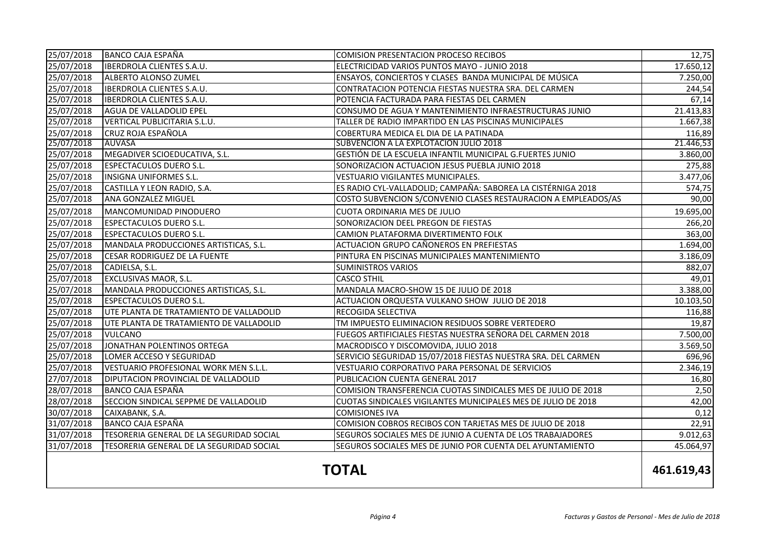| | | | |
|---|---|---|---|
| 25/07/2018 | BANCO CAJA ESPAÑA | COMISION PRESENTACION PROCESO RECIBOS | 12,75 |
| 25/07/2018 | IBERDROLA CLIENTES S.A.U. | ELECTRICIDAD VARIOS PUNTOS MAYO - JUNIO 2018 | 17.650,12 |
| 25/07/2018 | ALBERTO ALONSO ZUMEL | ENSAYOS, CONCIERTOS Y CLASES BANDA MUNICIPAL DE MÚSICA | 7.250,00 |
| 25/07/2018 | IBERDROLA CLIENTES S.A.U. | CONTRATACION POTENCIA FIESTAS NUESTRA SRA. DEL CARMEN | 244,54 |
| 25/07/2018 | IBERDROLA CLIENTES S.A.U. | POTENCIA FACTURADA PARA FIESTAS DEL CARMEN | 67,14 |
| 25/07/2018 | AGUA DE VALLADOLID EPEL | CONSUMO DE AGUA Y MANTENIMIENTO INFRAESTRUCTURAS JUNIO | 21.413,83 |
| 25/07/2018 | VERTICAL PUBLICITARIA S.L.U. | TALLER DE RADIO IMPARTIDO EN LAS PISCINAS MUNICIPALES | 1.667,38 |
| 25/07/2018 | CRUZ ROJA ESPAÑOLA | COBERTURA MEDICA EL DIA DE LA PATINADA | 116,89 |
| 25/07/2018 | AUVASA | SUBVENCION A LA EXPLOTACION JULIO 2018 | 21.446,53 |
| 25/07/2018 | MEGADIVER SCIOEDUCATIVA, S.L. | GESTIÓN DE LA ESCUELA INFANTIL MUNICIPAL G.FUERTES JUNIO | 3.860,00 |
| 25/07/2018 | ESPECTACULOS DUERO S.L. | SONORIZACION ACTUACION JESUS PUEBLA JUNIO 2018 | 275,88 |
| 25/07/2018 | INSIGNA UNIFORMES S.L. | VESTUARIO VIGILANTES MUNICIPALES. | 3.477,06 |
| 25/07/2018 | CASTILLA Y LEON RADIO, S.A. | ES RADIO CYL-VALLADOLID; CAMPAÑA: SABOREA LA CISTÉRNIGA 2018 | 574,75 |
| 25/07/2018 | ANA GONZALEZ MIGUEL | COSTO SUBVENCION S/CONVENIO CLASES RESTAURACION A EMPLEADOS/AS | 90,00 |
| 25/07/2018 | MANCOMUNIDAD PINODUERO | CUOTA ORDINARIA MES DE JULIO | 19.695,00 |
| 25/07/2018 | ESPECTACULOS DUERO S.L. | SONORIZACION DEEL PREGON DE FIESTAS | 266,20 |
| 25/07/2018 | ESPECTACULOS DUERO S.L. | CAMION PLATAFORMA DIVERTIMENTO FOLK | 363,00 |
| 25/07/2018 | MANDALA PRODUCCIONES ARTISTICAS, S.L. | ACTUACION GRUPO CAÑONEROS EN PREFIESTAS | 1.694,00 |
| 25/07/2018 | CESAR RODRIGUEZ DE LA FUENTE | PINTURA EN PISCINAS MUNICIPALES MANTENIMIENTO | 3.186,09 |
| 25/07/2018 | CADIELSA, S.L. | SUMINISTROS VARIOS | 882,07 |
| 25/07/2018 | EXCLUSIVAS MAOR, S.L. | CASCO STHIL | 49,01 |
| 25/07/2018 | MANDALA PRODUCCIONES ARTISTICAS, S.L. | MANDALA MACRO-SHOW 15 DE JULIO DE 2018 | 3.388,00 |
| 25/07/2018 | ESPECTACULOS DUERO S.L. | ACTUACION ORQUESTA VULKANO SHOW JULIO DE 2018 | 10.103,50 |
| 25/07/2018 | UTE PLANTA DE TRATAMIENTO DE VALLADOLID | RECOGIDA SELECTIVA | 116,88 |
| 25/07/2018 | UTE PLANTA DE TRATAMIENTO DE VALLADOLID | TM IMPUESTO ELIMINACION RESIDUOS SOBRE VERTEDERO | 19,87 |
| 25/07/2018 | VULCANO | FUEGOS ARTIFICIALES FIESTAS NUESTRA SEÑORA DEL CARMEN 2018 | 7.500,00 |
| 25/07/2018 | JONATHAN POLENTINOS ORTEGA | MACRODISCO Y DISCOMOVIDA, JULIO 2018 | 3.569,50 |
| 25/07/2018 | LOMER ACCESO Y SEGURIDAD | SERVICIO SEGURIDAD 15/07/2018 FIESTAS NUESTRA SRA. DEL CARMEN | 696,96 |
| 25/07/2018 | VESTUARIO PROFESIONAL WORK MEN S.L.L. | VESTUARIO CORPORATIVO PARA PERSONAL DE SERVICIOS | 2.346,19 |
| 27/07/2018 | DIPUTACION PROVINCIAL DE VALLADOLID | PUBLICACION CUENTA GENERAL 2017 | 16,80 |
| 28/07/2018 | BANCO CAJA ESPAÑA | COMISION TRANSFERENCIA CUOTAS SINDICALES MES DE JULIO DE 2018 | 2,50 |
| 28/07/2018 | SECCION SINDICAL SEPPME DE VALLADOLID | CUOTAS SINDICALES VIGILANTES MUNICIPALES MES DE JULIO DE 2018 | 42,00 |
| 30/07/2018 | CAIXABANK, S.A. | COMISIONES IVA | 0,12 |
| 31/07/2018 | BANCO CAJA ESPAÑA | COMISION COBROS RECIBOS CON TARJETAS MES DE JULIO DE 2018 | 22,91 |
| 31/07/2018 | TESORERIA GENERAL DE LA SEGURIDAD SOCIAL | SEGUROS SOCIALES MES DE JUNIO A CUENTA DE LOS TRABAJADORES | 9.012,63 |
| 31/07/2018 | TESORERIA GENERAL DE LA SEGURIDAD SOCIAL | SEGUROS SOCIALES MES DE JUNIO POR CUENTA DEL AYUNTAMIENTO | 45.064,97 |
| | | **TOTAL** | **461.619,43** |